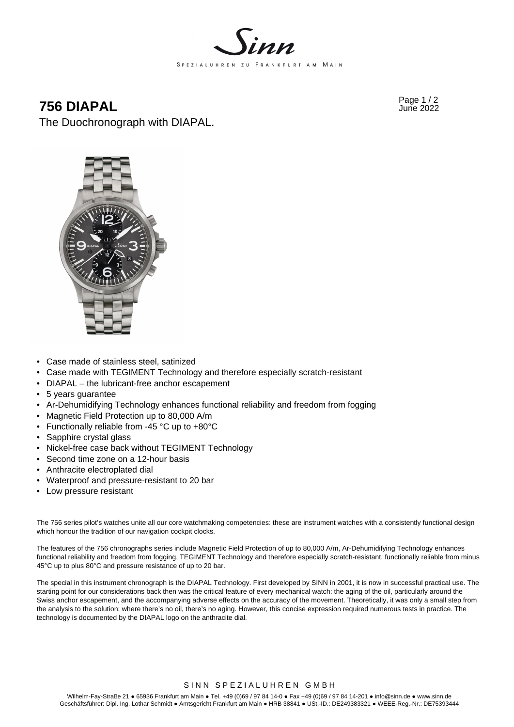# 756 DIAPAL

The Duochronograph with DIAPAL.

- Case made of stainless steel, satinized
- Case made with TEGIMENT Technology and therefore especially scratch-resistant
- DIAPAL – the lubricant-free anchor escapement
- 5 years guarantee
- Ar-Dehumidifying Technology enhances functional reliability and freedom from fogging
- Magnetic Field Protection up to 80,000 A/m
- Functionally reliable from -45 °C up to +80°C
- Sapphire crystal glass
- Nickel-free case back without TEGIMENT Technology
- Second time zone on a 12-hour basis
- Anthracite electroplated dial
- Waterproof and pressure-resistant to 20 bar
- Low pressure resistant

The 756 series pilot's watches unite all our core watchmaking competencies: these are instrument watches with a consistently functional design which honour the tradition of our navigation cockpit clocks.

The features of the 756 chronographs series include Magnetic Field Protection of up to 80,000 A/m, Ar-Dehumidifying Technology enhances functional reliability and freedom from fogging, TEGIMENT Technology and therefore especially scratch-resistant, functionally reliable from minus 45°C up to plus 80°C and pressure resistance of up to 20 bar.

The special in this instrument chronograph is the DIAPAL Technology. First developed by SINN in 2001, it is now in successful practical use. The starting point for our considerations back then was the critical feature of every mechanical watch: the aging of the oil, particularly around the Swiss anchor escapement, and the accompanying adverse effects on the accuracy of the movement. Theoretically, it was only a small step from the analysis to the solution: where there's no oil, there's no aging. However, this concise expression required numerous tests in practice. The technology is documented by the DIAPAL logo on the anthracite dial.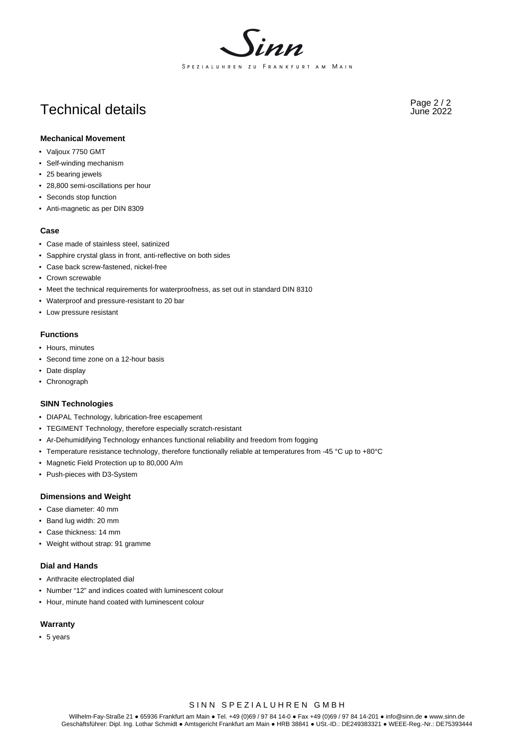# Technical details

June 2022

### Mechanical Movement

- Valjoux 7750 GMT
- Self-winding mechanism
- 25 bearing jewels
- 28,800 semi-oscillations per hour
- Seconds stop function
- Anti-magnetic as per DIN 8309

### Case

- Case made of stainless steel, satinized
- Sapphire crystal glass in front, anti-reflective on both sides
- Case back screw-fastened, nickel-free
- Crown screwable
- Meet the technical requirements for waterproofness, as set out in standard DIN 8310
- Waterproof and pressure-resistant to 20 bar
- Low pressure resistant

### Functions

- Hours, minutes
- Second time zone on a 12-hour basis
- Date display
- Chronograph

### SINN Technologies

- DIAPAL Technology, lubrication-free escapement
- TEGIMENT Technology, therefore especially scratch-resistant
- Ar-Dehumidifying Technology enhances functional reliability and freedom from fogging
- Temperature resistance technology, therefore functionally reliable at temperatures from -45 °C up to +80°C
- Magnetic Field Protection up to 80,000 A/m
- Push-pieces with D3-System

### Dimensions and Weight

- Case diameter: 40 mm
- Band lug width: 20 mm
- Case thickness: 14 mm
- Weight without strap: 91 gramme

### Dial and Hands

- Anthracite electroplated dial
- Number “12” and indices coated with luminescent colour
- Hour, minute hand coated with luminescent colour

### Warranty

- 5 years

SINN SPEZIALUHREN GMBH

Wilhelm-Fay-Straße 21 ● 65936 Frankfurt am Main ● Tel. +49 (0)69 / 97 84 14-0 ● Fax +49 (0)69 / 97 84 14-201 ● info@sinn.de ● www.sinn.de
Geschäftsführer: Dipl. Ing. Lothar Schmidt ● Amtsgericht Frankfurt am Main ● HRB 38841 ● USt.-ID.: DE249383321 ● WEEE-Reg.-Nr.: DE75393444